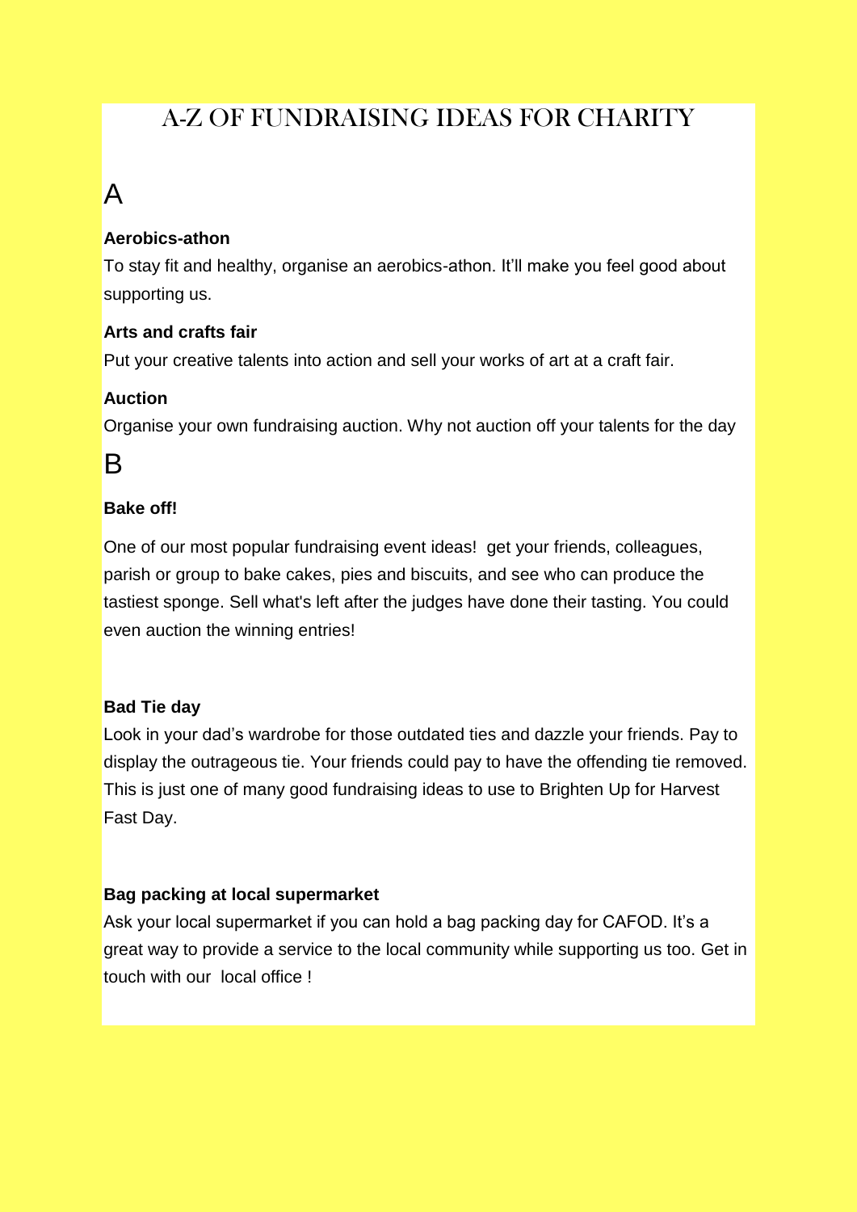# A-Z OF FUNDRAISING IDEAS FOR CHARITY

## A

**Aerobics-athon**

To stay fit and healthy, organise an aerobics-athon. It'll make you feel good about supporting us.

**Arts and crafts fair**

Put your creative talents into action and sell your works of art at a craft fair.

**Auction**

Organise your own fundraising auction. Why not auction off your talents for the day

## B

**Bake off!**

One of our most popular fundraising event ideas!  get your friends, colleagues, parish or group to bake cakes, pies and biscuits, and see who can produce the tastiest sponge. Sell what's left after the judges have done their tasting. You could even auction the winning entries!

**Bad Tie day**

Look in your dad's wardrobe for those outdated ties and dazzle your friends. Pay to display the outrageous tie. Your friends could pay to have the offending tie removed. This is just one of many good fundraising ideas to use to Brighten Up for Harvest Fast Day.

**Bag packing at local supermarket**

Ask your local supermarket if you can hold a bag packing day for CAFOD. It's a great way to provide a service to the local community while supporting us too. Get in touch with our  local office !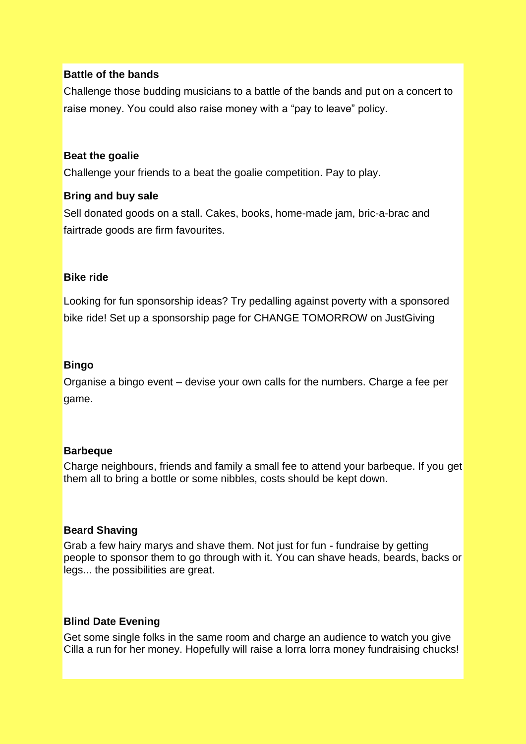**Battle of the bands**

Challenge those budding musicians to a battle of the bands and put on a concert to raise money. You could also raise money with a "pay to leave" policy.

**Beat the goalie**

Challenge your friends to a beat the goalie competition. Pay to play.

**Bring and buy sale**

Sell donated goods on a stall. Cakes, books, home-made jam, bric-a-brac and fairtrade goods are firm favourites.

**Bike ride**

Looking for fun sponsorship ideas? Try pedalling against poverty with a sponsored bike ride! Set up a sponsorship page for CHANGE TOMORROW on JustGiving

**Bingo**

Organise a bingo event – devise your own calls for the numbers. Charge a fee per game.

**Barbeque**

Charge neighbours, friends and family a small fee to attend your barbeque. If you get them all to bring a bottle or some nibbles, costs should be kept down.

**Beard Shaving**

Grab a few hairy marys and shave them. Not just for fun - fundraise by getting people to sponsor them to go through with it. You can shave heads, beards, backs or legs... the possibilities are great.

**Blind Date Evening**

Get some single folks in the same room and charge an audience to watch you give Cilla a run for her money. Hopefully will raise a lorra lorra money fundraising chucks!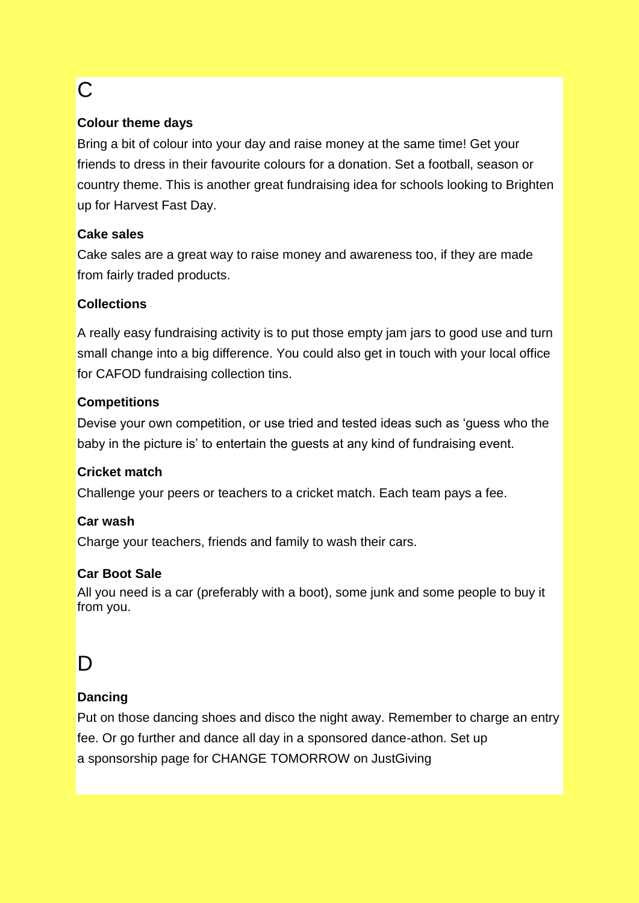# C

### Colour theme days

Bring a bit of colour into your day and raise money at the same time! Get your friends to dress in their favourite colours for a donation. Set a football, season or country theme. This is another great fundraising idea for schools looking to Brighten up for Harvest Fast Day.

### Cake sales

Cake sales are a great way to raise money and awareness too, if they are made from fairly traded products.

### Collections

A really easy fundraising activity is to put those empty jam jars to good use and turn small change into a big difference. You could also get in touch with your local office for CAFOD fundraising collection tins.

### Competitions

Devise your own competition, or use tried and tested ideas such as 'guess who the baby in the picture is' to entertain the guests at any kind of fundraising event.

### Cricket match

Challenge your peers or teachers to a cricket match. Each team pays a fee.

### Car wash

Charge your teachers, friends and family to wash their cars.

### Car Boot Sale

All you need is a car (preferably with a boot), some junk and some people to buy it from you.

# D

### Dancing

Put on those dancing shoes and disco the night away. Remember to charge an entry fee. Or go further and dance all day in a sponsored dance-athon. Set up a sponsorship page for CHANGE TOMORROW on JustGiving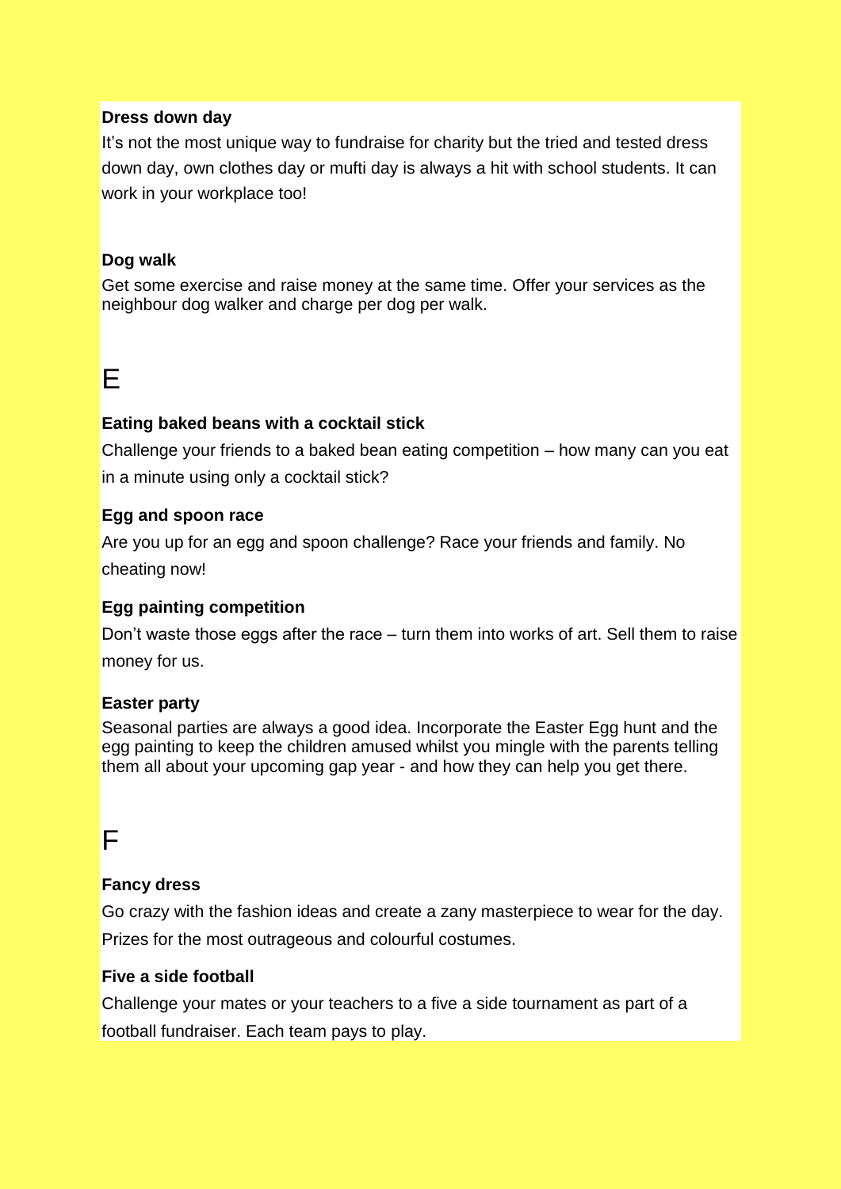**Dress down day**

It's not the most unique way to fundraise for charity but the tried and tested dress down day, own clothes day or mufti day is always a hit with school students. It can work in your workplace too!

**Dog walk**

Get some exercise and raise money at the same time. Offer your services as the neighbour dog walker and charge per dog per walk.

# E

**Eating baked beans with a cocktail stick**

Challenge your friends to a baked bean eating competition – how many can you eat in a minute using only a cocktail stick?

**Egg and spoon race**

Are you up for an egg and spoon challenge? Race your friends and family. No cheating now!

**Egg painting competition**

Don't waste those eggs after the race – turn them into works of art. Sell them to raise money for us.

**Easter party**

Seasonal parties are always a good idea. Incorporate the Easter Egg hunt and the egg painting to keep the children amused whilst you mingle with the parents telling them all about your upcoming gap year - and how they can help you get there.

# F

**Fancy dress**

Go crazy with the fashion ideas and create a zany masterpiece to wear for the day. Prizes for the most outrageous and colourful costumes.

**Five a side football**

Challenge your mates or your teachers to a five a side tournament as part of a football fundraiser. Each team pays to play.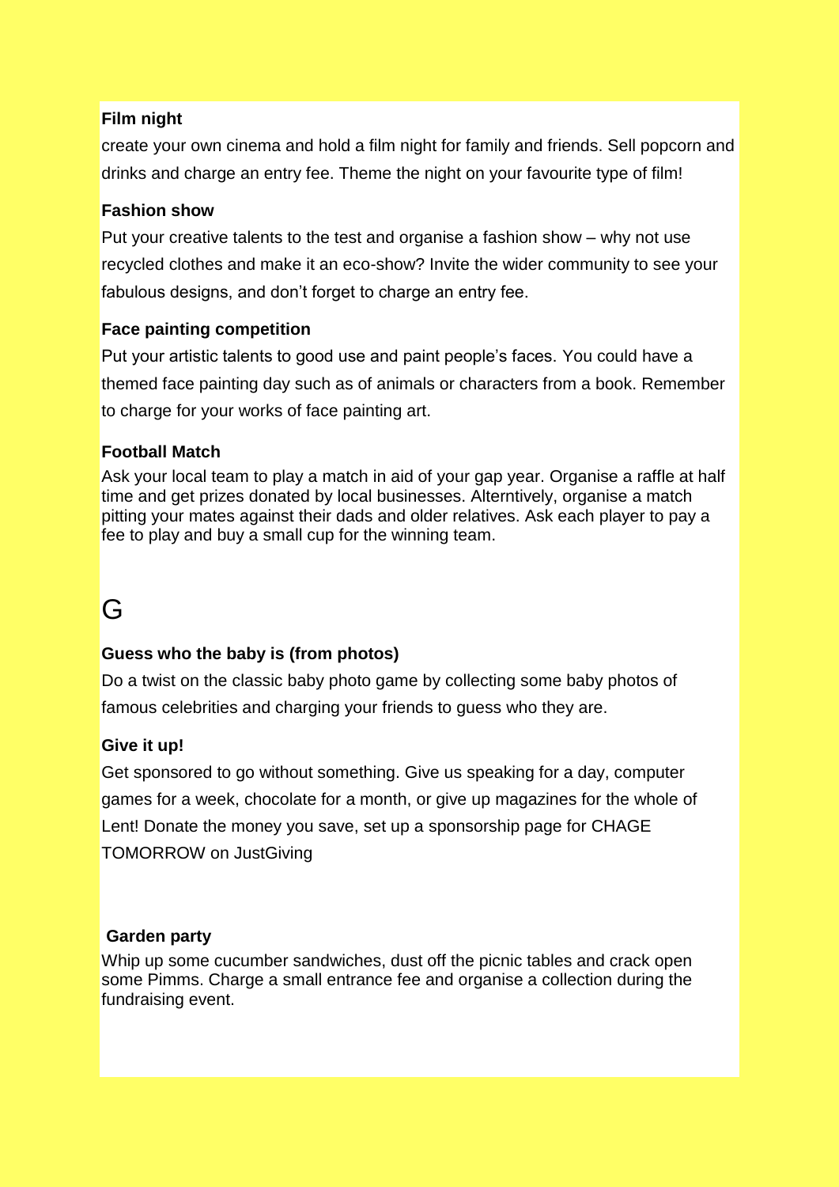**Film night**

create your own cinema and hold a film night for family and friends. Sell popcorn and drinks and charge an entry fee. Theme the night on your favourite type of film!

**Fashion show**

Put your creative talents to the test and organise a fashion show – why not use recycled clothes and make it an eco-show? Invite the wider community to see your fabulous designs, and don't forget to charge an entry fee.

**Face painting competition**

Put your artistic talents to good use and paint people's faces. You could have a themed face painting day such as of animals or characters from a book. Remember to charge for your works of face painting art.

**Football Match**

Ask your local team to play a match in aid of your gap year. Organise a raffle at half time and get prizes donated by local businesses. Alterntively, organise a match pitting your mates against their dads and older relatives. Ask each player to pay a fee to play and buy a small cup for the winning team.

# G

**Guess who the baby is (from photos)**

Do a twist on the classic baby photo game by collecting some baby photos of famous celebrities and charging your friends to guess who they are.

**Give it up!**

Get sponsored to go without something. Give us speaking for a day, computer games for a week, chocolate for a month, or give up magazines for the whole of Lent! Donate the money you save, set up a sponsorship page for CHAGE TOMORROW on JustGiving

**Garden party**

Whip up some cucumber sandwiches, dust off the picnic tables and crack open some Pimms. Charge a small entrance fee and organise a collection during the fundraising event.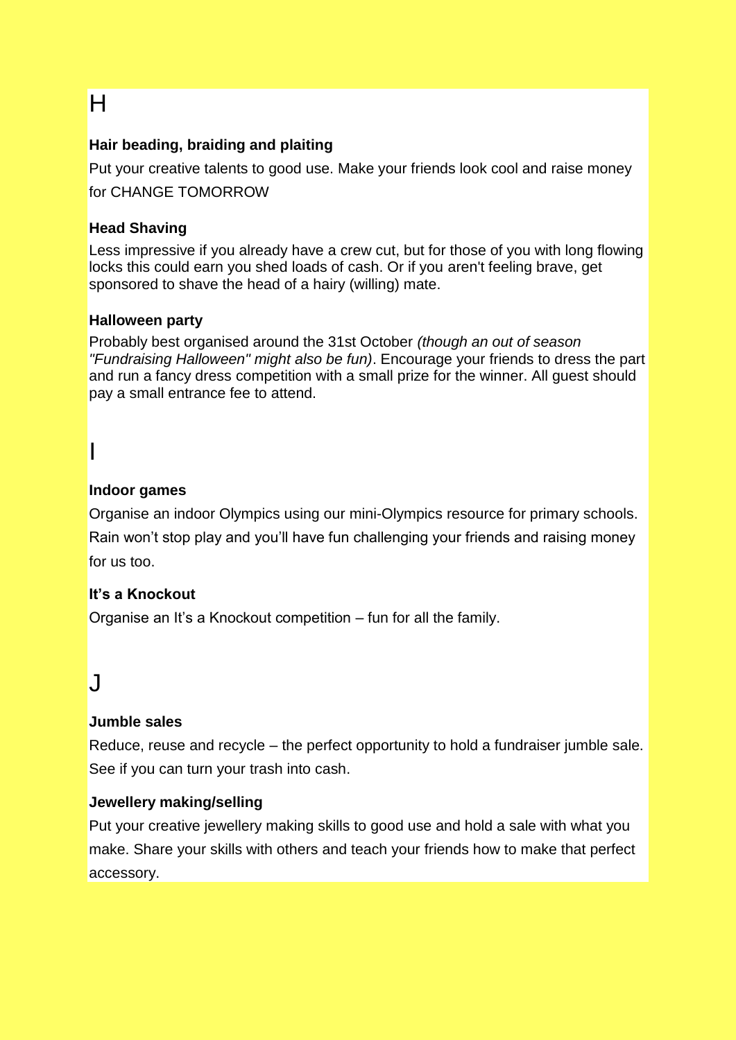# H

### Hair beading, braiding and plaiting

Put your creative talents to good use. Make your friends look cool and raise money for CHANGE TOMORROW

### Head Shaving

Less impressive if you already have a crew cut, but for those of you with long flowing locks this could earn you shed loads of cash. Or if you aren't feeling brave, get sponsored to shave the head of a hairy (willing) mate.

### Halloween party

Probably best organised around the 31st October *(though an out of season "Fundraising Halloween" might also be fun)*. Encourage your friends to dress the part and run a fancy dress competition with a small prize for the winner. All guest should pay a small entrance fee to attend.

# I

### Indoor games

Organise an indoor Olympics using our mini-Olympics resource for primary schools. Rain won't stop play and you'll have fun challenging your friends and raising money for us too.

### It's a Knockout

Organise an It's a Knockout competition – fun for all the family.

# J

### Jumble sales

Reduce, reuse and recycle – the perfect opportunity to hold a fundraiser jumble sale. See if you can turn your trash into cash.

### Jewellery making/selling

Put your creative jewellery making skills to good use and hold a sale with what you make. Share your skills with others and teach your friends how to make that perfect accessory.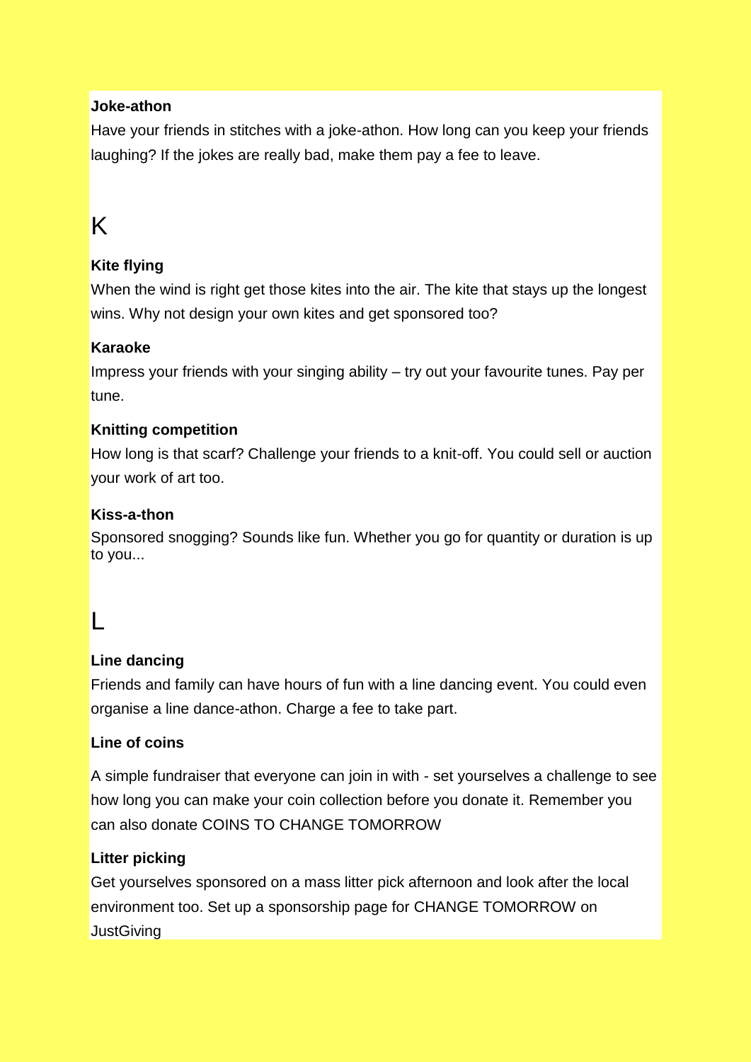**Joke-athon**

Have your friends in stitches with a joke-athon. How long can you keep your friends laughing? If the jokes are really bad, make them pay a fee to leave.

# K

**Kite flying**

When the wind is right get those kites into the air. The kite that stays up the longest wins. Why not design your own kites and get sponsored too?

**Karaoke**

Impress your friends with your singing ability – try out your favourite tunes. Pay per tune.

**Knitting competition**

How long is that scarf? Challenge your friends to a knit-off. You could sell or auction your work of art too.

**Kiss-a-thon**

Sponsored snogging? Sounds like fun. Whether you go for quantity or duration is up to you...

# L

**Line dancing**

Friends and family can have hours of fun with a line dancing event. You could even organise a line dance-athon. Charge a fee to take part.

**Line of coins**

A simple fundraiser that everyone can join in with - set yourselves a challenge to see how long you can make your coin collection before you donate it. Remember you can also donate COINS TO CHANGE TOMORROW

**Litter picking**

Get yourselves sponsored on a mass litter pick afternoon and look after the local environment too. Set up a sponsorship page for CHANGE TOMORROW on JustGiving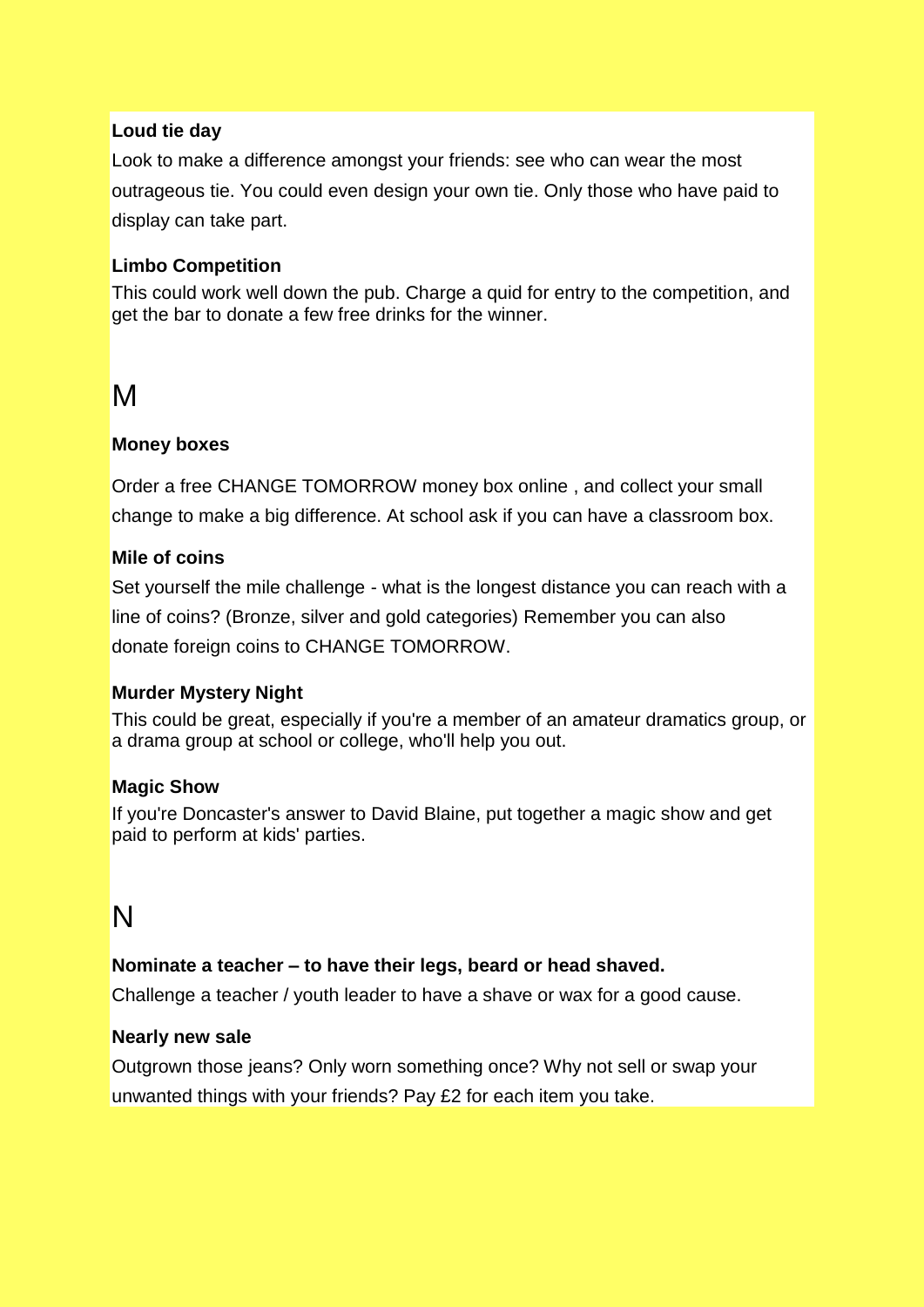**Loud tie day**

Look to make a difference amongst your friends: see who can wear the most outrageous tie. You could even design your own tie. Only those who have paid to display can take part.

**Limbo Competition**

This could work well down the pub. Charge a quid for entry to the competition, and get the bar to donate a few free drinks for the winner.

# M

**Money boxes**

Order a free CHANGE TOMORROW money box online , and collect your small change to make a big difference. At school ask if you can have a classroom box.

**Mile of coins**

Set yourself the mile challenge - what is the longest distance you can reach with a line of coins? (Bronze, silver and gold categories) Remember you can also donate foreign coins to CHANGE TOMORROW.

**Murder Mystery Night**

This could be great, especially if you're a member of an amateur dramatics group, or a drama group at school or college, who'll help you out.

**Magic Show**

If you're Doncaster's answer to David Blaine, put together a magic show and get paid to perform at kids' parties.

# N

**Nominate a teacher – to have their legs, beard or head shaved.**

Challenge a teacher / youth leader to have a shave or wax for a good cause.

**Nearly new sale**

Outgrown those jeans? Only worn something once? Why not sell or swap your unwanted things with your friends? Pay £2 for each item you take.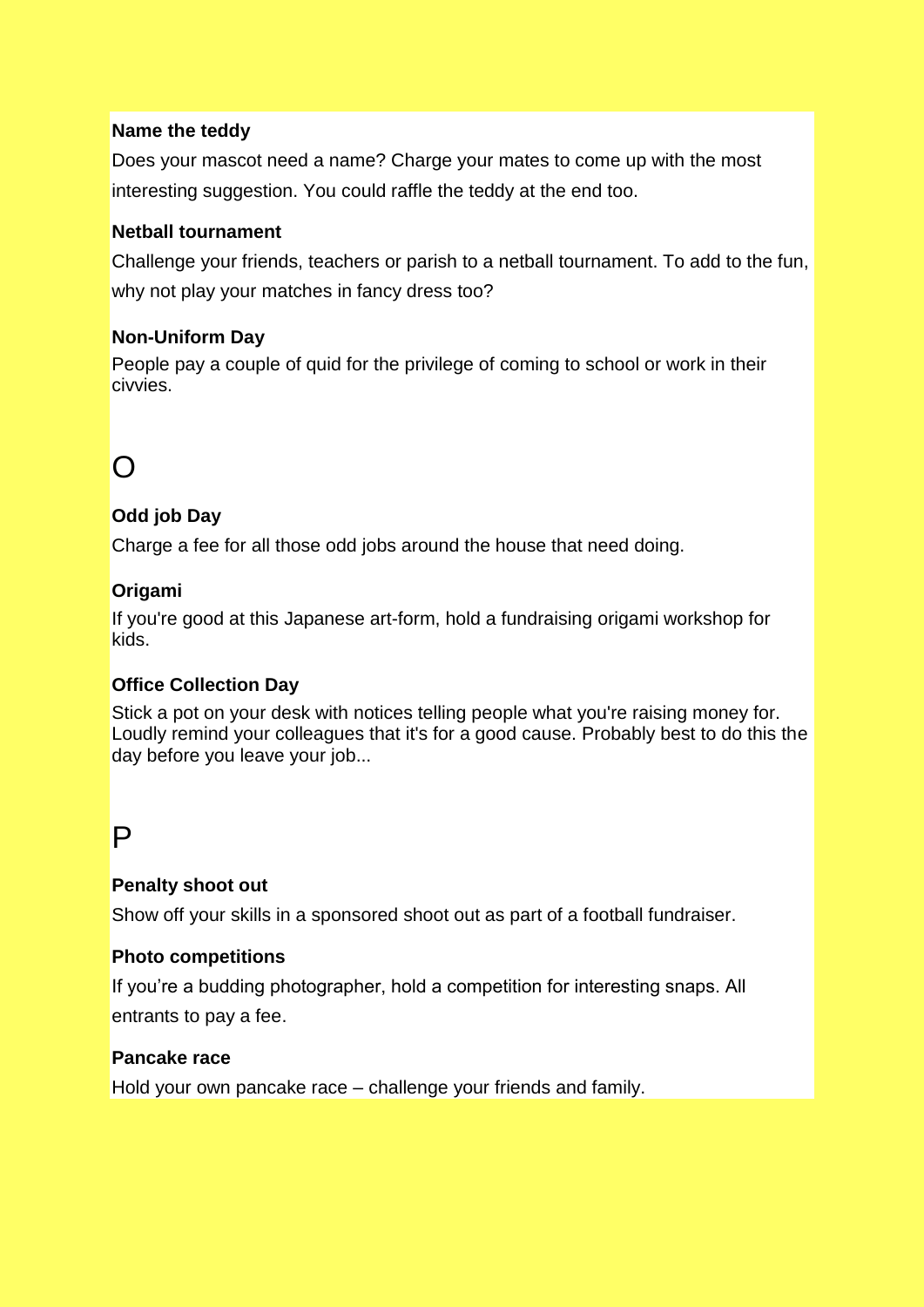**Name the teddy**

Does your mascot need a name? Charge your mates to come up with the most interesting suggestion. You could raffle the teddy at the end too.

**Netball tournament**

Challenge your friends, teachers or parish to a netball tournament. To add to the fun, why not play your matches in fancy dress too?

**Non-Uniform Day**

People pay a couple of quid for the privilege of coming to school or work in their civvies.

# O

**Odd job Day**

Charge a fee for all those odd jobs around the house that need doing.

**Origami**

If you're good at this Japanese art-form, hold a fundraising origami workshop for kids.

**Office Collection Day**

Stick a pot on your desk with notices telling people what you're raising money for. Loudly remind your colleagues that it's for a good cause. Probably best to do this the day before you leave your job...

# P

**Penalty shoot out**

Show off your skills in a sponsored shoot out as part of a football fundraiser.

**Photo competitions**

If you're a budding photographer, hold a competition for interesting snaps. All entrants to pay a fee.

**Pancake race**

Hold your own pancake race – challenge your friends and family.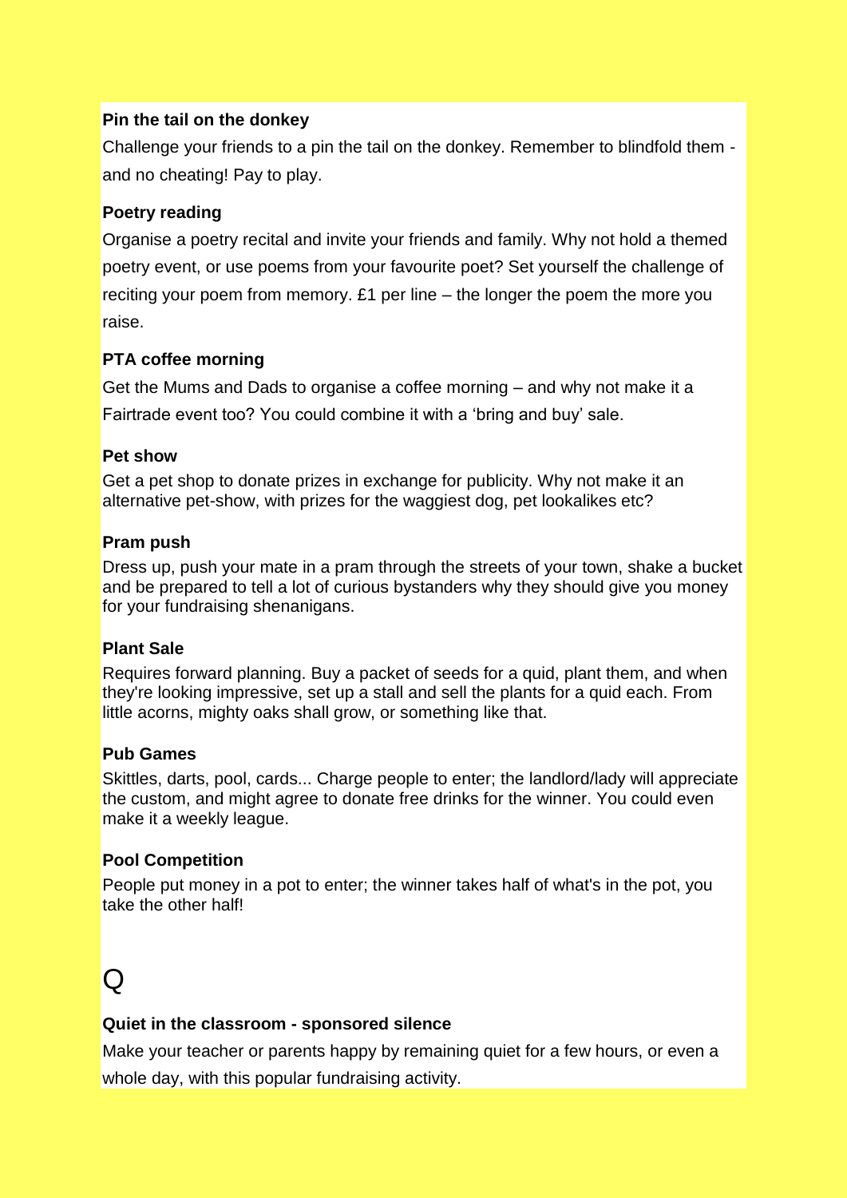**Pin the tail on the donkey**

Challenge your friends to a pin the tail on the donkey. Remember to blindfold them - and no cheating! Pay to play.

**Poetry reading**

Organise a poetry recital and invite your friends and family. Why not hold a themed poetry event, or use poems from your favourite poet? Set yourself the challenge of reciting your poem from memory. £1 per line – the longer the poem the more you raise.

**PTA coffee morning**

Get the Mums and Dads to organise a coffee morning – and why not make it a Fairtrade event too? You could combine it with a 'bring and buy' sale.

**Pet show**

Get a pet shop to donate prizes in exchange for publicity. Why not make it an alternative pet-show, with prizes for the waggiest dog, pet lookalikes etc?

**Pram push**

Dress up, push your mate in a pram through the streets of your town, shake a bucket and be prepared to tell a lot of curious bystanders why they should give you money for your fundraising shenanigans.

**Plant Sale**

Requires forward planning. Buy a packet of seeds for a quid, plant them, and when they're looking impressive, set up a stall and sell the plants for a quid each. From little acorns, mighty oaks shall grow, or something like that.

**Pub Games**

Skittles, darts, pool, cards... Charge people to enter; the landlord/lady will appreciate the custom, and might agree to donate free drinks for the winner. You could even make it a weekly league.

**Pool Competition**

People put money in a pot to enter; the winner takes half of what's in the pot, you take the other half!

# Q

**Quiet in the classroom - sponsored silence**

Make your teacher or parents happy by remaining quiet for a few hours, or even a whole day, with this popular fundraising activity.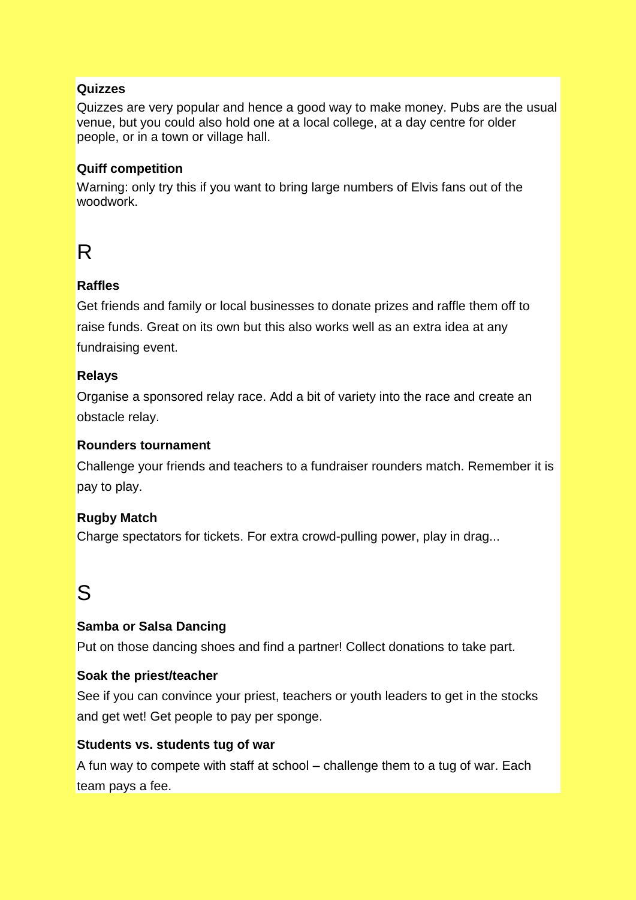**Quizzes**

Quizzes are very popular and hence a good way to make money. Pubs are the usual venue, but you could also hold one at a local college, at a day centre for older people, or in a town or village hall.

**Quiff competition**

Warning: only try this if you want to bring large numbers of Elvis fans out of the woodwork.

# R

**Raffles**

Get friends and family or local businesses to donate prizes and raffle them off to raise funds. Great on its own but this also works well as an extra idea at any fundraising event.

**Relays**

Organise a sponsored relay race. Add a bit of variety into the race and create an obstacle relay.

**Rounders tournament**

Challenge your friends and teachers to a fundraiser rounders match. Remember it is pay to play.

**Rugby Match**

Charge spectators for tickets. For extra crowd-pulling power, play in drag...

# S

**Samba or Salsa Dancing**

Put on those dancing shoes and find a partner! Collect donations to take part.

**Soak the priest/teacher**

See if you can convince your priest, teachers or youth leaders to get in the stocks and get wet! Get people to pay per sponge.

**Students vs. students tug of war**

A fun way to compete with staff at school – challenge them to a tug of war. Each team pays a fee.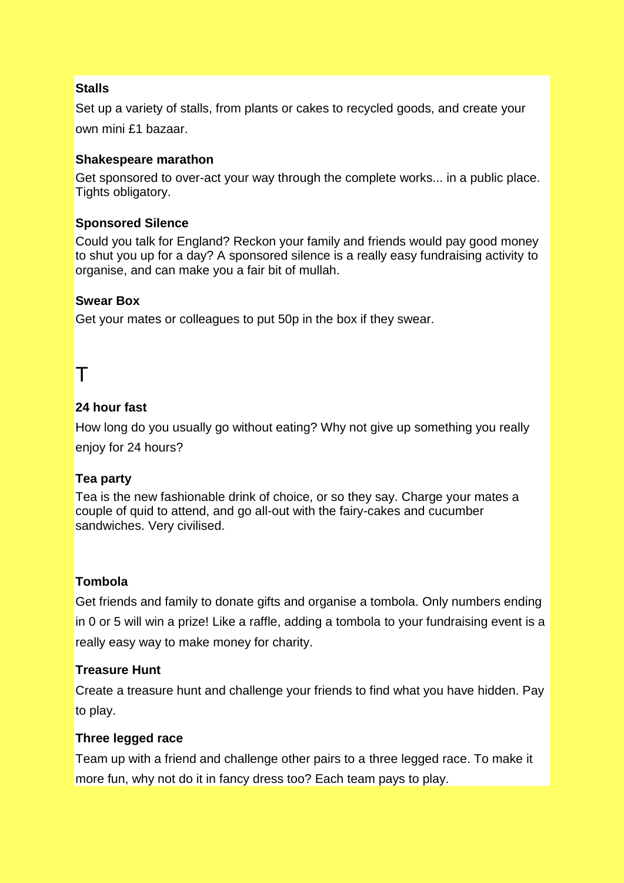**Stalls**

Set up a variety of stalls, from plants or cakes to recycled goods, and create your own mini £1 bazaar.

**Shakespeare marathon**

Get sponsored to over-act your way through the complete works... in a public place. Tights obligatory.

**Sponsored Silence**

Could you talk for England? Reckon your family and friends would pay good money to shut you up for a day? A sponsored silence is a really easy fundraising activity to organise, and can make you a fair bit of mullah.

**Swear Box**

Get your mates or colleagues to put 50p in the box if they swear.

# T

**24 hour fast**

How long do you usually go without eating? Why not give up something you really enjoy for 24 hours?

**Tea party**

Tea is the new fashionable drink of choice, or so they say. Charge your mates a couple of quid to attend, and go all-out with the fairy-cakes and cucumber sandwiches. Very civilised.

**Tombola**

Get friends and family to donate gifts and organise a tombola. Only numbers ending in 0 or 5 will win a prize! Like a raffle, adding a tombola to your fundraising event is a really easy way to make money for charity.

**Treasure Hunt**

Create a treasure hunt and challenge your friends to find what you have hidden. Pay to play.

**Three legged race**

Team up with a friend and challenge other pairs to a three legged race. To make it more fun, why not do it in fancy dress too? Each team pays to play.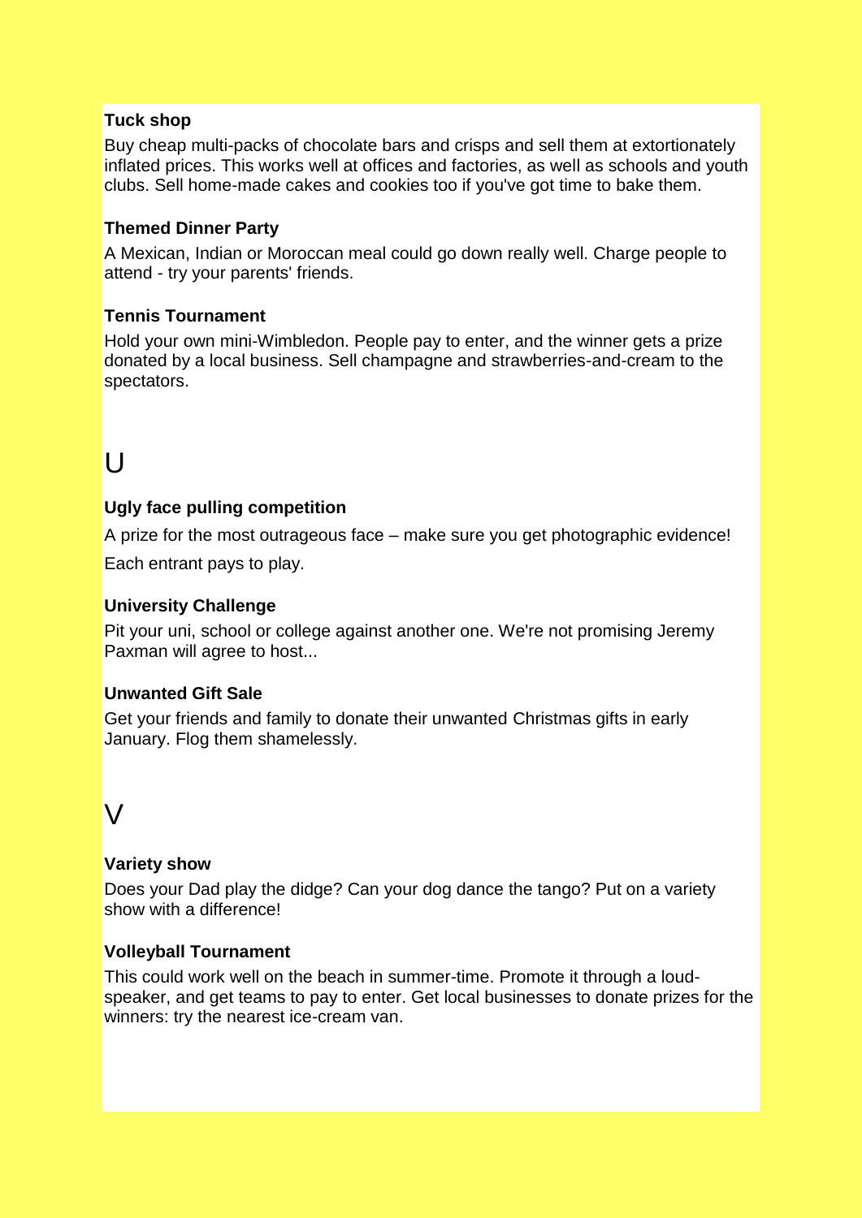### Tuck shop

Buy cheap multi-packs of chocolate bars and crisps and sell them at extortionately inflated prices. This works well at offices and factories, as well as schools and youth clubs. Sell home-made cakes and cookies too if you've got time to bake them.

### Themed Dinner Party

A Mexican, Indian or Moroccan meal could go down really well. Charge people to attend - try your parents' friends.

### Tennis Tournament

Hold your own mini-Wimbledon. People pay to enter, and the winner gets a prize donated by a local business. Sell champagne and strawberries-and-cream to the spectators.

## U

### Ugly face pulling competition

A prize for the most outrageous face – make sure you get photographic evidence!

Each entrant pays to play.

### University Challenge

Pit your uni, school or college against another one. We're not promising Jeremy Paxman will agree to host...

### Unwanted Gift Sale

Get your friends and family to donate their unwanted Christmas gifts in early January. Flog them shamelessly.

## V

### Variety show

Does your Dad play the didge? Can your dog dance the tango? Put on a variety show with a difference!

### Volleyball Tournament

This could work well on the beach in summer-time. Promote it through a loud-speaker, and get teams to pay to enter. Get local businesses to donate prizes for the winners: try the nearest ice-cream van.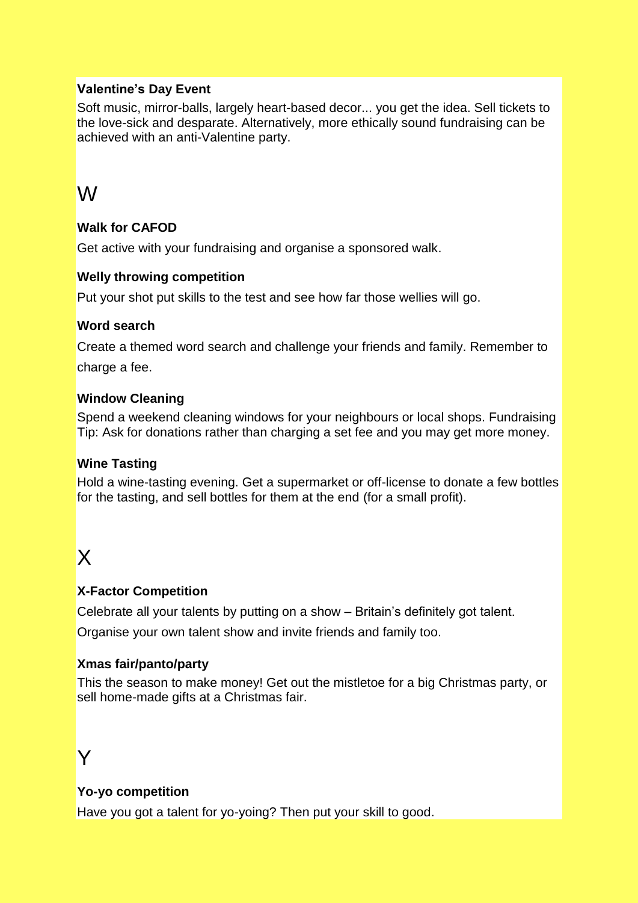**Valentine's Day Event**

Soft music, mirror-balls, largely heart-based decor... you get the idea. Sell tickets to the love-sick and desparate. Alternatively, more ethically sound fundraising can be achieved with an anti-Valentine party.

# W

**Walk for CAFOD**

Get active with your fundraising and organise a sponsored walk.

**Welly throwing competition**

Put your shot put skills to the test and see how far those wellies will go.

**Word search**

Create a themed word search and challenge your friends and family. Remember to charge a fee.

**Window Cleaning**

Spend a weekend cleaning windows for your neighbours or local shops. Fundraising Tip: Ask for donations rather than charging a set fee and you may get more money.

**Wine Tasting**

Hold a wine-tasting evening. Get a supermarket or off-license to donate a few bottles for the tasting, and sell bottles for them at the end (for a small profit).

# X

**X-Factor Competition**

Celebrate all your talents by putting on a show – Britain's definitely got talent.

Organise your own talent show and invite friends and family too.

**Xmas fair/panto/party**

This the season to make money! Get out the mistletoe for a big Christmas party, or sell home-made gifts at a Christmas fair.

# Y

**Yo-yo competition**

Have you got a talent for yo-yoing? Then put your skill to good.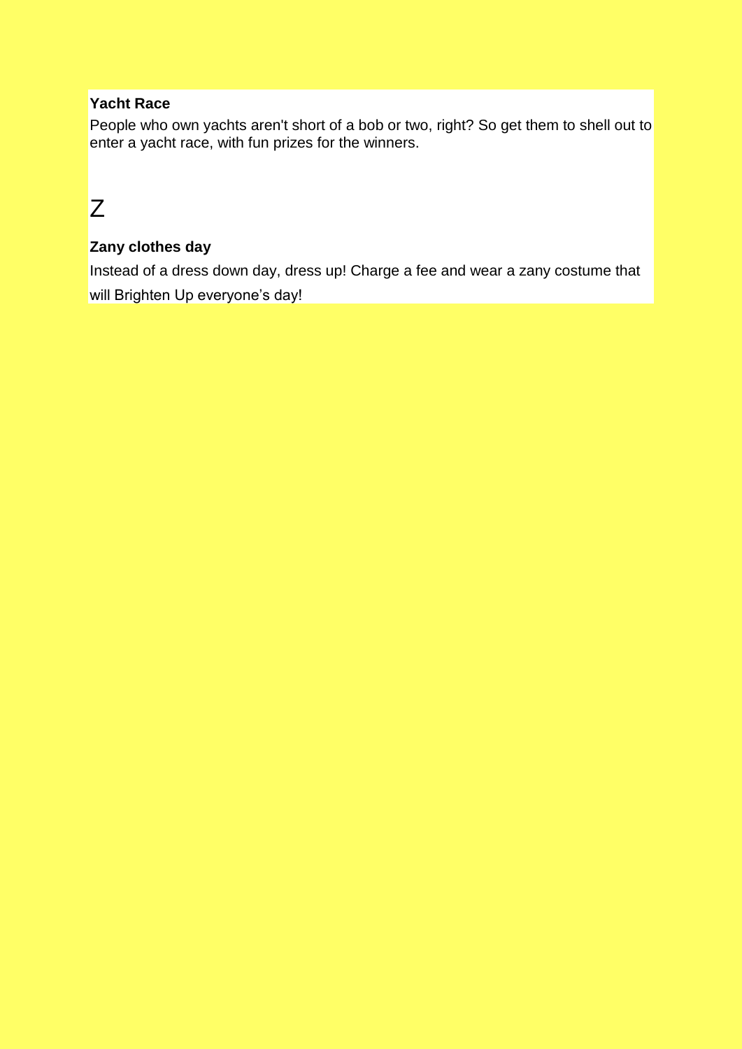### Yacht Race

People who own yachts aren't short of a bob or two, right? So get them to shell out to enter a yacht race, with fun prizes for the winners.

# Z

### Zany clothes day

Instead of a dress down day, dress up! Charge a fee and wear a zany costume that will Brighten Up everyone's day!